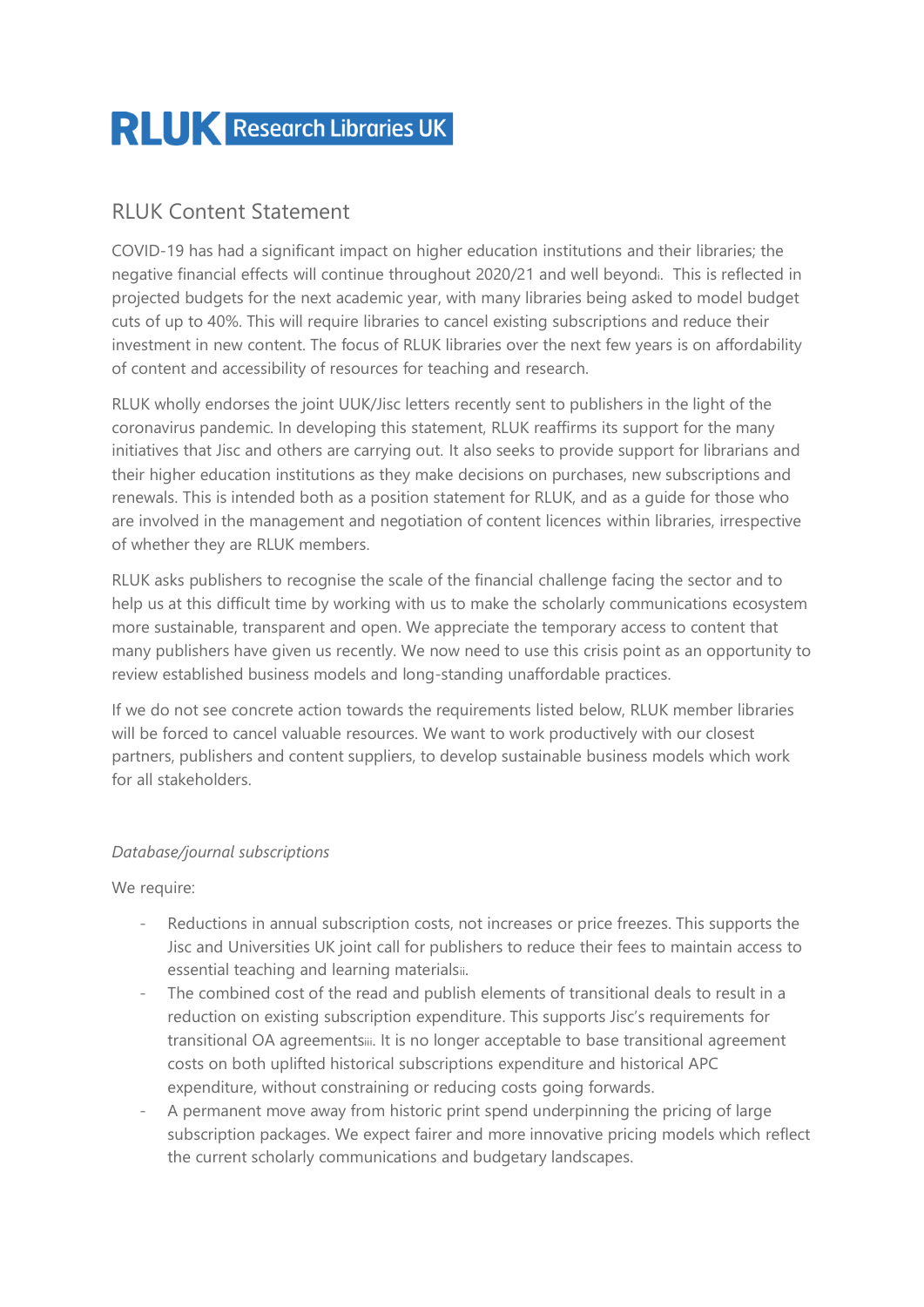# RLUK Research Libraries UK

## RLUK Content Statement

COVID-19 has had a significant impact on higher education institutions and their libraries; the negative financial effects will continue throughout 2020/21 and well beyond[i]. This is reflected in projected budgets for the next academic year, with many libraries being asked to model budget cuts of up to 40%. This will require libraries to cancel existing subscriptions and reduce their investment in new content. The focus of RLUK libraries over the next few years is on affordability of content and accessibility of resources for teaching and research.

RLUK wholly endorses the joint UUK/Jisc letters recently sent to publishers in the light of the coronavirus pandemic. In developing this statement, RLUK reaffirms its support for the many initiatives that Jisc and others are carrying out. It also seeks to provide support for librarians and their higher education institutions as they make decisions on purchases, new subscriptions and renewals. This is intended both as a position statement for RLUK, and as a guide for those who are involved in the management and negotiation of content licences within libraries, irrespective of whether they are RLUK members.

RLUK asks publishers to recognise the scale of the financial challenge facing the sector and to help us at this difficult time by working with us to make the scholarly communications ecosystem more sustainable, transparent and open. We appreciate the temporary access to content that many publishers have given us recently. We now need to use this crisis point as an opportunity to review established business models and long-standing unaffordable practices.

If we do not see concrete action towards the requirements listed below, RLUK member libraries will be forced to cancel valuable resources. We want to work productively with our closest partners, publishers and content suppliers, to develop sustainable business models which work for all stakeholders.

*Database/journal subscriptions*

We require:

- Reductions in annual subscription costs, not increases or price freezes. This supports the Jisc and Universities UK joint call for publishers to reduce their fees to maintain access to essential teaching and learning materials[ii].
- The combined cost of the read and publish elements of transitional deals to result in a reduction on existing subscription expenditure. This supports Jisc's requirements for transitional OA agreements[iii]. It is no longer acceptable to base transitional agreement costs on both uplifted historical subscriptions expenditure and historical APC expenditure, without constraining or reducing costs going forwards.
- A permanent move away from historic print spend underpinning the pricing of large subscription packages. We expect fairer and more innovative pricing models which reflect the current scholarly communications and budgetary landscapes.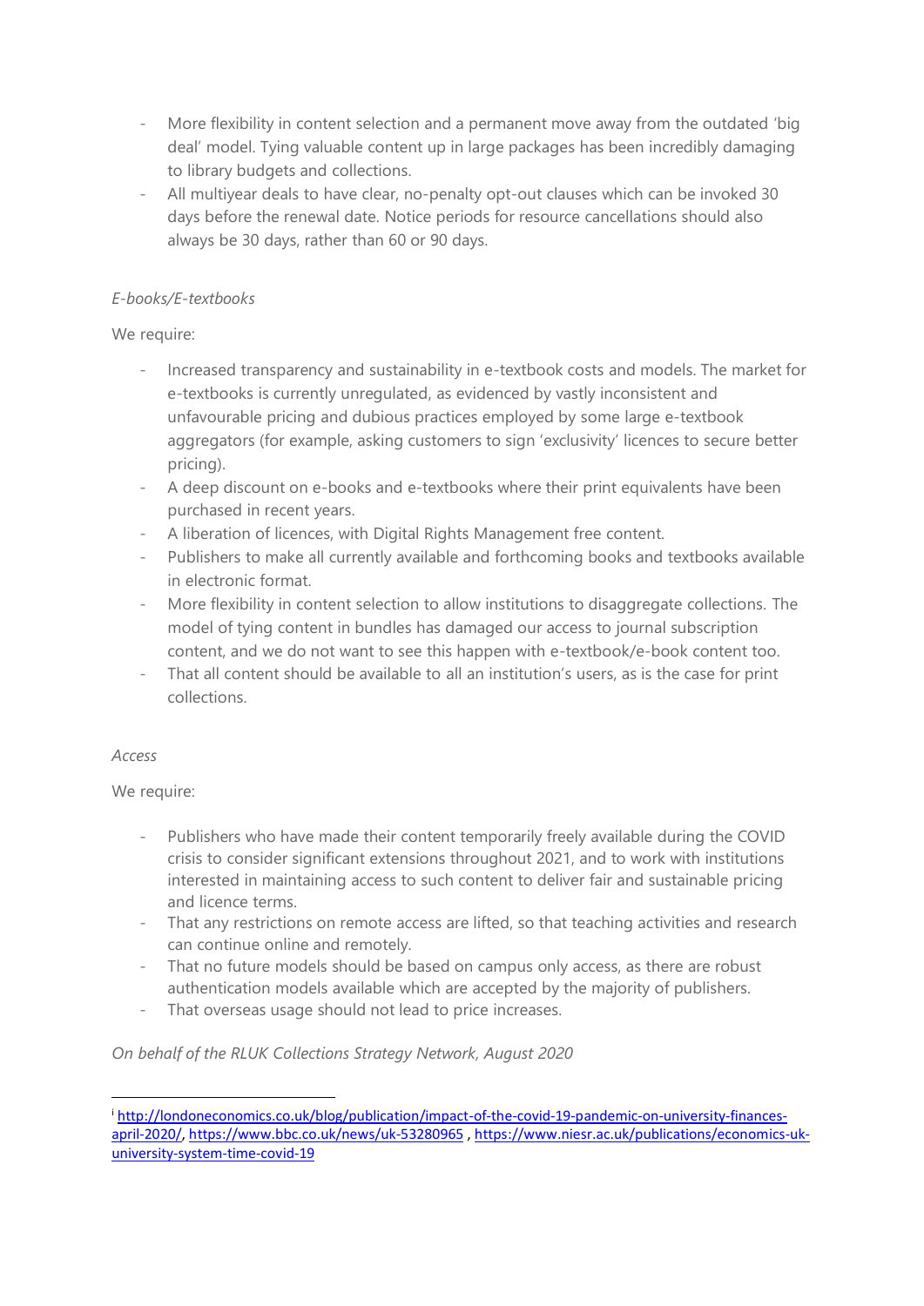- More flexibility in content selection and a permanent move away from the outdated 'big deal' model. Tying valuable content up in large packages has been incredibly damaging to library budgets and collections.
- All multiyear deals to have clear, no-penalty opt-out clauses which can be invoked 30 days before the renewal date. Notice periods for resource cancellations should also always be 30 days, rather than 60 or 90 days.

*E-books/E-textbooks*

We require:

- Increased transparency and sustainability in e-textbook costs and models. The market for e-textbooks is currently unregulated, as evidenced by vastly inconsistent and unfavourable pricing and dubious practices employed by some large e-textbook aggregators (for example, asking customers to sign 'exclusivity' licences to secure better pricing).
- A deep discount on e-books and e-textbooks where their print equivalents have been purchased in recent years.
- A liberation of licences, with Digital Rights Management free content.
- Publishers to make all currently available and forthcoming books and textbooks available in electronic format.
- More flexibility in content selection to allow institutions to disaggregate collections. The model of tying content in bundles has damaged our access to journal subscription content, and we do not want to see this happen with e-textbook/e-book content too.
- That all content should be available to all an institution's users, as is the case for print collections.

*Access*

We require:

- Publishers who have made their content temporarily freely available during the COVID crisis to consider significant extensions throughout 2021, and to work with institutions interested in maintaining access to such content to deliver fair and sustainable pricing and licence terms.
- That any restrictions on remote access are lifted, so that teaching activities and research can continue online and remotely.
- That no future models should be based on campus only access, as there are robust authentication models available which are accepted by the majority of publishers.
- That overseas usage should not lead to price increases.

*On behalf of the RLUK Collections Strategy Network, August 2020*

---

[i] http://londoneconomics.co.uk/blog/publication/impact-of-the-covid-19-pandemic-on-university-finances-april-2020/, https://www.bbc.co.uk/news/uk-53280965 , https://www.niesr.ac.uk/publications/economics-uk-university-system-time-covid-19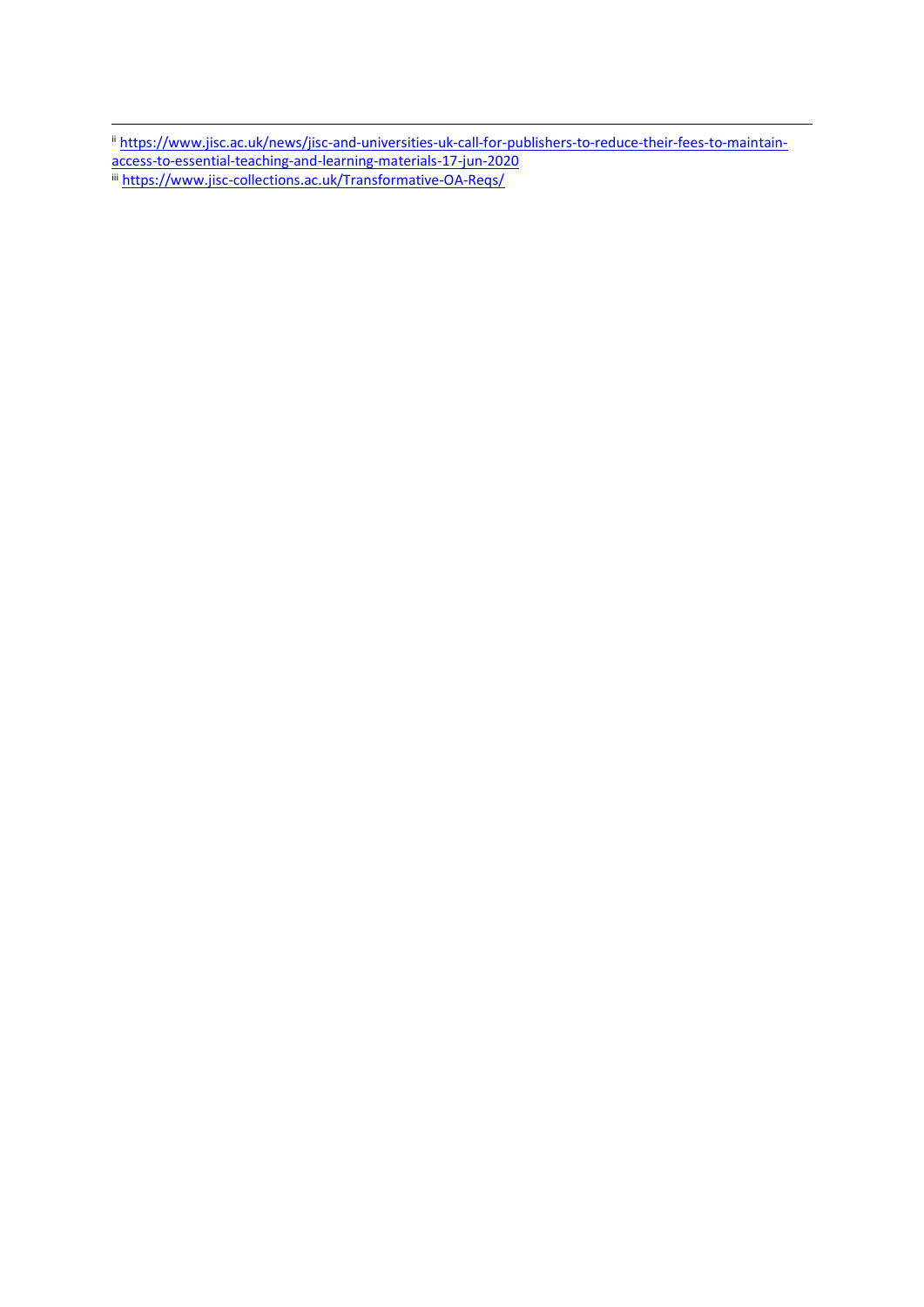---

[ii] https://www.jisc.ac.uk/news/jisc-and-universities-uk-call-for-publishers-to-reduce-their-fees-to-maintain-access-to-essential-teaching-and-learning-materials-17-jun-2020

[iii] https://www.jisc-collections.ac.uk/Transformative-OA-Reqs/